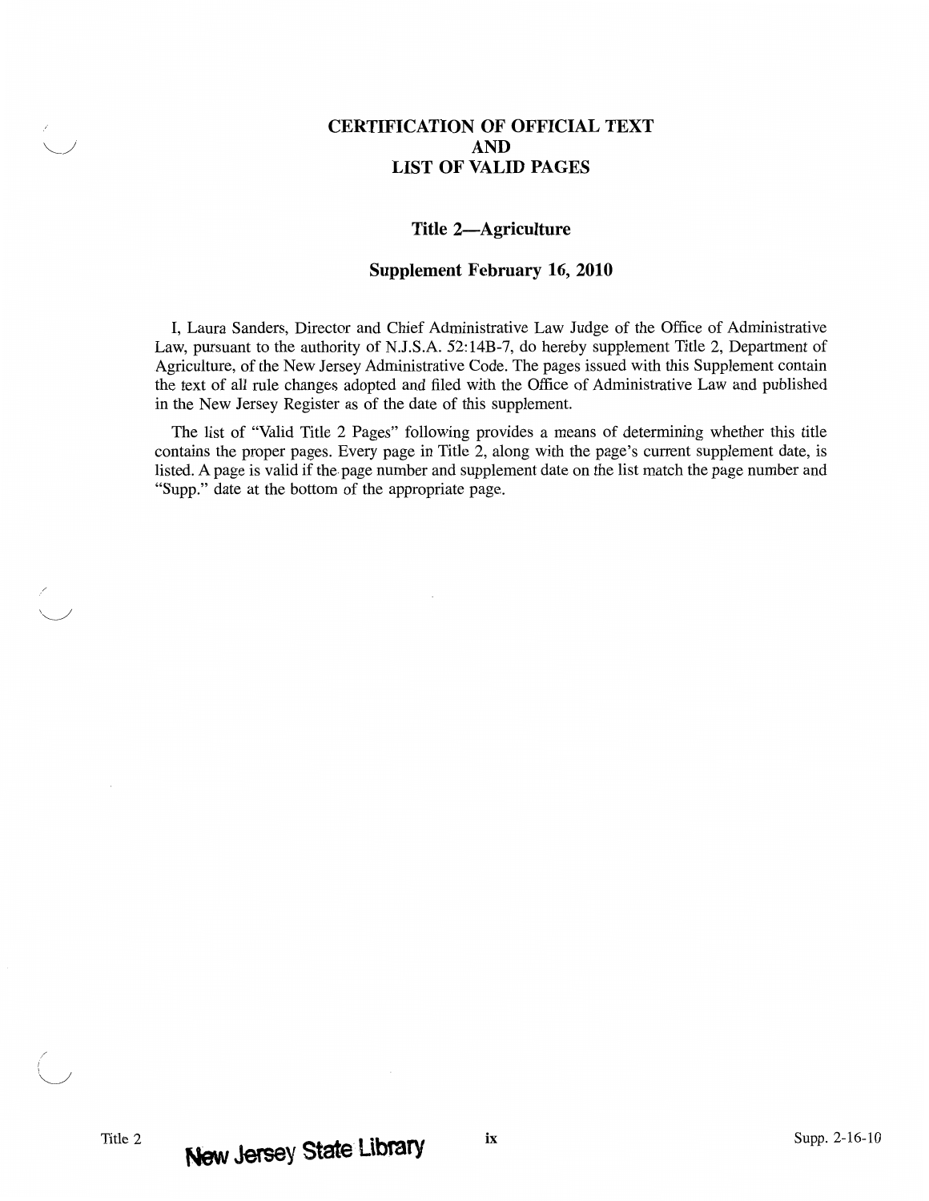# CERTIFICATION OF OFFICIAL TEXT AND LIST OF VALID PAGES

## Title 2—Agriculture

### Supplement February 16, 2010

I, Laura Sanders, Director and Chief Administrative Law Judge of the Office of Administrative Law, pursuant to the authority of N.J.S.A. 52:14B-7, do hereby supplement Title 2, Department of Agriculture, of the New Jersey Administrative Code. The pages issued with this Supplement contain the text of all rule changes adopted and filed with the Office of Administrative Law and published in the New Jersey Register as of the date of this supplement.

The list of "Valid Title 2 Pages" following provides a means of determining whether this title contains the proper pages. Every page in Title 2, along with the page's current supplement date, is listed. A page is valid if the page number and supplement date on the list match the page number and "Supp." date at the bottom of the appropriate page.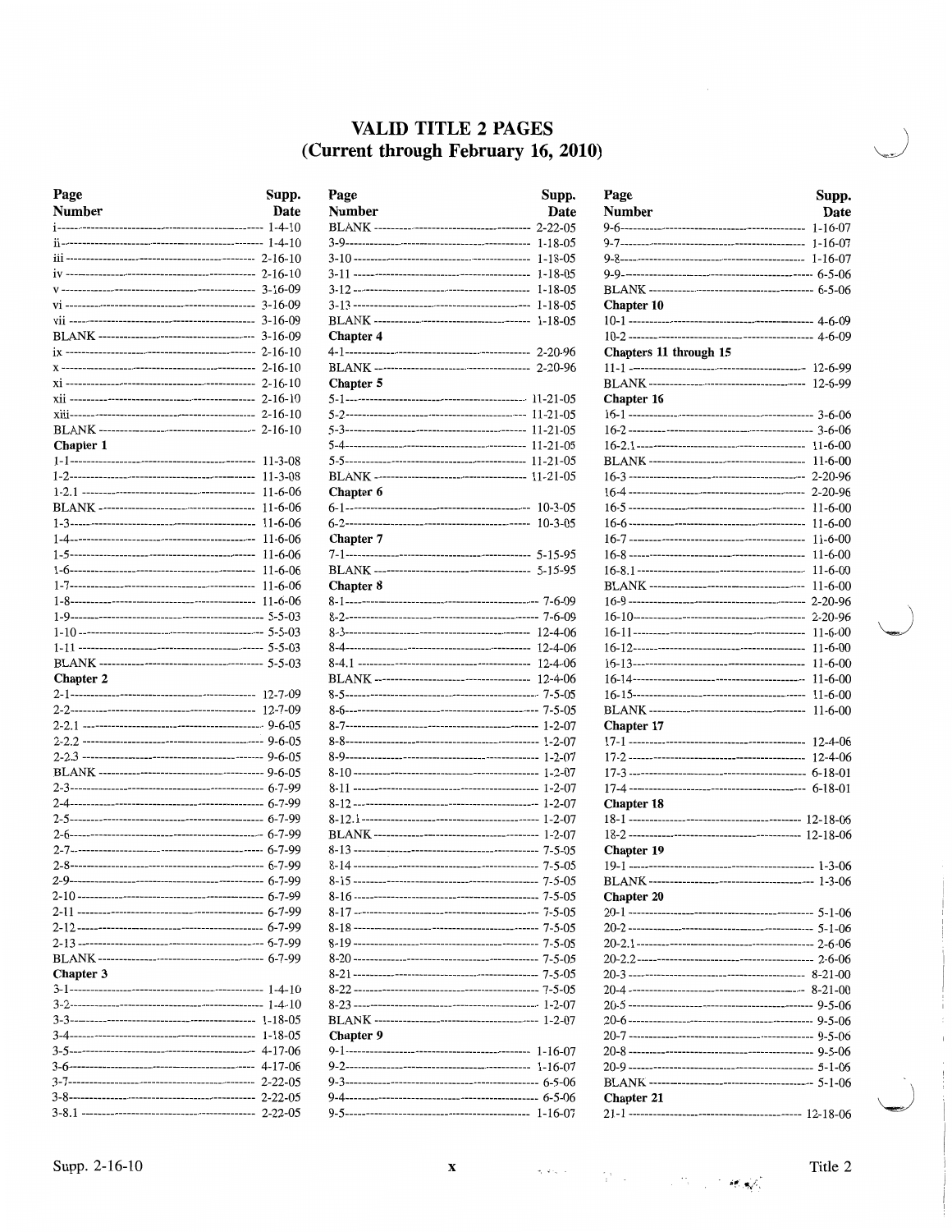# VALID TITLE 2 PAGES
## (Current through February 16, 2010)

| Page Number | Supp. Date |
|---|---|
| i | 1-4-10 |
| ii | 1-4-10 |
| iii | 2-16-10 |
| iv | 2-16-10 |
| v | 3-16-09 |
| vi | 3-16-09 |
| vii | 3-16-09 |
| BLANK | 3-16-09 |
| ix | 2-16-10 |
| x | 2-16-10 |
| xi | 2-16-10 |
| xii | 2-16-10 |
| xiii | 2-16-10 |
| BLANK | 2-16-10 |
| **Chapter 1** | |
| 1-1 | 11-3-08 |
| 1-2 | 11-3-08 |
| 1-2.1 | 11-6-06 |
| BLANK | 11-6-06 |
| 1-3 | 11-6-06 |
| 1-4 | 11-6-06 |
| 1-5 | 11-6-06 |
| 1-6 | 11-6-06 |
| 1-7 | 11-6-06 |
| 1-8 | 11-6-06 |
| 1-9 | 5-5-03 |
| 1-10 | 5-5-03 |
| 1-11 | 5-5-03 |
| BLANK | 5-5-03 |
| **Chapter 2** | |
| 2-1 | 12-7-09 |
| 2-2 | 12-7-09 |
| 2-2.1 | 9-6-05 |
| 2-2.2 | 9-6-05 |
| 2-2.3 | 9-6-05 |
| BLANK | 9-6-05 |
| 2-3 | 6-7-99 |
| 2-4 | 6-7-99 |
| 2-5 | 6-7-99 |
| 2-6 | 6-7-99 |
| 2-7 | 6-7-99 |
| 2-8 | 6-7-99 |
| 2-9 | 6-7-99 |
| 2-10 | 6-7-99 |
| 2-11 | 6-7-99 |
| 2-12 | 6-7-99 |
| 2-13 | 6-7-99 |
| BLANK | 6-7-99 |
| **Chapter 3** | |
| 3-1 | 1-4-10 |
| 3-2 | 1-4-10 |
| 3-3 | 1-18-05 |
| 3-4 | 1-18-05 |
| 3-5 | 4-17-06 |
| 3-6 | 4-17-06 |
| 3-7 | 2-22-05 |
| 3-8 | 2-22-05 |
| 3-8.1 | 2-22-05 |
| BLANK | 2-22-05 |
| 3-9 | 1-18-05 |
| 3-10 | 1-18-05 |
| 3-11 | 1-18-05 |
| 3-12 | 1-18-05 |
| 3-13 | 1-18-05 |
| BLANK | 1-18-05 |
| **Chapter 4** | |
| 4-1 | 2-20-96 |
| BLANK | 2-20-96 |
| **Chapter 5** | |
| 5-1 | 11-21-05 |
| 5-2 | 11-21-05 |
| 5-3 | 11-21-05 |
| 5-4 | 11-21-05 |
| 5-5 | 11-21-05 |
| BLANK | 11-21-05 |
| **Chapter 6** | |
| 6-1 | 10-3-05 |
| 6-2 | 10-3-05 |
| **Chapter 7** | |
| 7-1 | 5-15-95 |
| BLANK | 5-15-95 |
| **Chapter 8** | |
| 8-1 | 7-6-09 |
| 8-2 | 7-6-09 |
| 8-3 | 12-4-06 |
| 8-4 | 12-4-06 |
| 8-4.1 | 12-4-06 |
| BLANK | 12-4-06 |
| 8-5 | 7-5-05 |
| 8-6 | 7-5-05 |
| 8-7 | 1-2-07 |
| 8-8 | 1-2-07 |
| 8-9 | 1-2-07 |
| 8-10 | 1-2-07 |
| 8-11 | 1-2-07 |
| 8-12 | 1-2-07 |
| 8-12.1 | 1-2-07 |
| BLANK | 1-2-07 |
| 8-13 | 7-5-05 |
| 8-14 | 7-5-05 |
| 8-15 | 7-5-05 |
| 8-16 | 7-5-05 |
| 8-17 | 7-5-05 |
| 8-18 | 7-5-05 |
| 8-19 | 7-5-05 |
| 8-20 | 7-5-05 |
| 8-21 | 7-5-05 |
| 8-22 | 7-5-05 |
| 8-23 | 1-2-07 |
| BLANK | 1-2-07 |
| **Chapter 9** | |
| 9-1 | 1-16-07 |
| 9-2 | 1-16-07 |
| 9-3 | 6-5-06 |
| 9-4 | 6-5-06 |
| 9-5 | 1-16-07 |
| 9-6 | 1-16-07 |
| 9-7 | 1-16-07 |
| 9-8 | 1-16-07 |
| 9-9 | 6-5-06 |
| BLANK | 6-5-06 |
| **Chapter 10** | |
| 10-1 | 4-6-09 |
| 10-2 | 4-6-09 |
| **Chapters 11 through 15** | |
| 11-1 | 12-6-99 |
| BLANK | 12-6-99 |
| **Chapter 16** | |
| 16-1 | 3-6-06 |
| 16-2 | 3-6-06 |
| 16-2.1 | 11-6-00 |
| BLANK | 11-6-00 |
| 16-3 | 2-20-96 |
| 16-4 | 2-20-96 |
| 16-5 | 11-6-00 |
| 16-6 | 11-6-00 |
| 16-7 | 11-6-00 |
| 16-8 | 11-6-00 |
| 16-8.1 | 11-6-00 |
| BLANK | 11-6-00 |
| 16-9 | 2-20-96 |
| 16-10 | 2-20-96 |
| 16-11 | 11-6-00 |
| 16-12 | 11-6-00 |
| 16-13 | 11-6-00 |
| 16-14 | 11-6-00 |
| 16-15 | 11-6-00 |
| BLANK | 11-6-00 |
| **Chapter 17** | |
| 17-1 | 12-4-06 |
| 17-2 | 12-4-06 |
| 17-3 | 6-18-01 |
| 17-4 | 6-18-01 |
| **Chapter 18** | |
| 18-1 | 12-18-06 |
| 18-2 | 12-18-06 |
| **Chapter 19** | |
| 19-1 | 1-3-06 |
| BLANK | 1-3-06 |
| **Chapter 20** | |
| 20-1 | 5-1-06 |
| 20-2 | 5-1-06 |
| 20-2.1 | 2-6-06 |
| 20-2.2 | 2-6-06 |
| 20-3 | 8-21-00 |
| 20-4 | 8-21-00 |
| 20-5 | 9-5-06 |
| 20-6 | 9-5-06 |
| 20-7 | 9-5-06 |
| 20-8 | 9-5-06 |
| 20-9 | 5-1-06 |
| BLANK | 5-1-06 |
| **Chapter 21** | |
| 21-1 | 12-18-06 |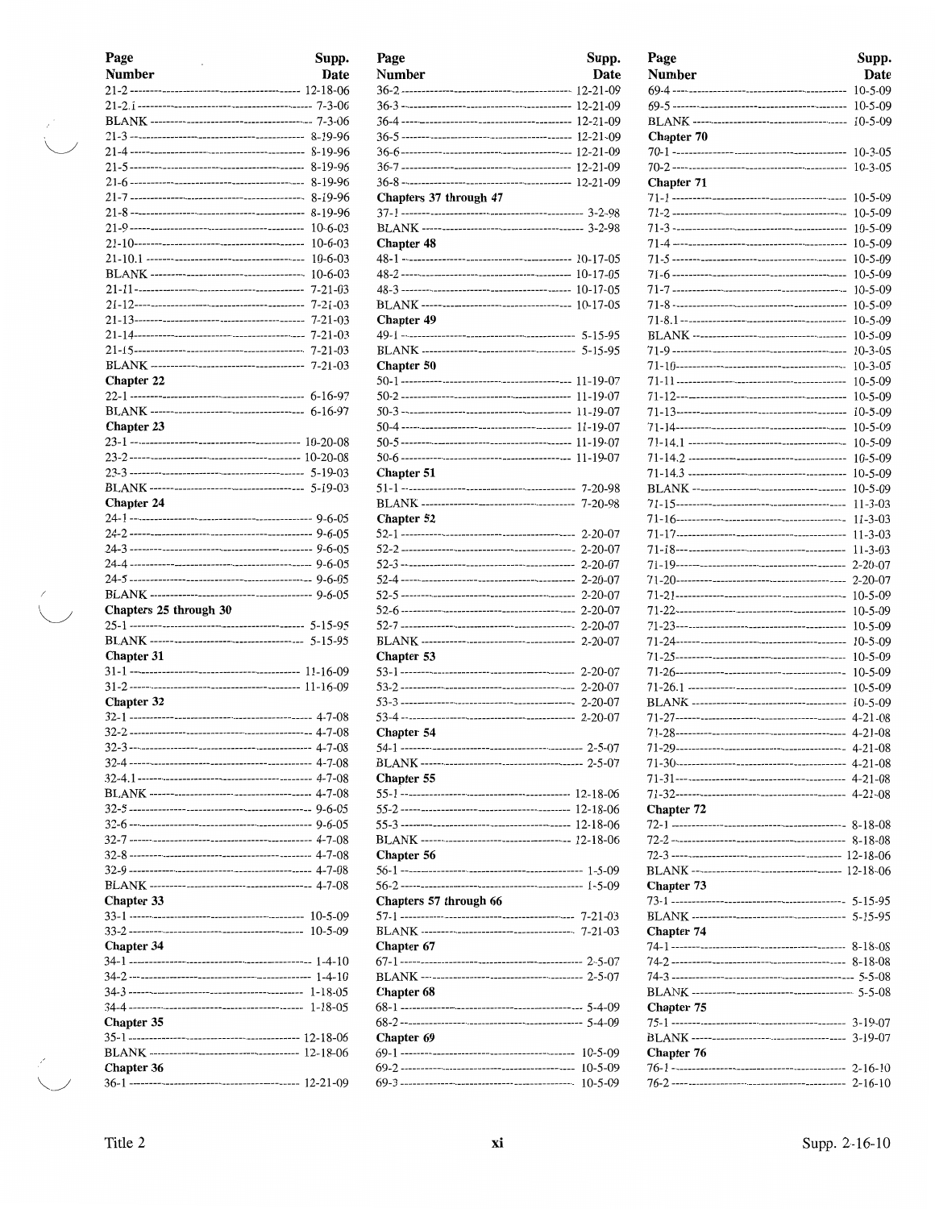| Page Number | Supp. Date |
|---|---|
| 21-2 | 12-18-06 |
| 21-2.1 | 7-3-06 |
| BLANK | 7-3-06 |
| 21-3 | 8-19-96 |
| 21-4 | 8-19-96 |
| 21-5 | 8-19-96 |
| 21-6 | 8-19-96 |
| 21-7 | 8-19-96 |
| 21-8 | 8-19-96 |
| 21-9 | 10-6-03 |
| 21-10 | 10-6-03 |
| 21-10.1 | 10-6-03 |
| BLANK | 10-6-03 |
| 21-11 | 7-21-03 |
| 21-12 | 7-21-03 |
| 21-13 | 7-21-03 |
| 21-14 | 7-21-03 |
| 21-15 | 7-21-03 |
| BLANK | 7-21-03 |
| **Chapter 22** | |
| 22-1 | 6-16-97 |
| BLANK | 6-16-97 |
| **Chapter 23** | |
| 23-1 | 10-20-08 |
| 23-2 | 10-20-08 |
| 23-3 | 5-19-03 |
| BLANK | 5-19-03 |
| **Chapter 24** | |
| 24-1 | 9-6-05 |
| 24-2 | 9-6-05 |
| 24-3 | 9-6-05 |
| 24-4 | 9-6-05 |
| 24-5 | 9-6-05 |
| BLANK | 9-6-05 |
| **Chapters 25 through 30** | |
| 25-1 | 5-15-95 |
| BLANK | 5-15-95 |
| **Chapter 31** | |
| 31-1 | 11-16-09 |
| 31-2 | 11-16-09 |
| **Chapter 32** | |
| 32-1 | 4-7-08 |
| 32-2 | 4-7-08 |
| 32-3 | 4-7-08 |
| 32-4 | 4-7-08 |
| 32-4.1 | 4-7-08 |
| BLANK | 4-7-08 |
| 32-5 | 9-6-05 |
| 32-6 | 9-6-05 |
| 32-7 | 4-7-08 |
| 32-8 | 4-7-08 |
| 32-9 | 4-7-08 |
| BLANK | 4-7-08 |
| **Chapter 33** | |
| 33-1 | 10-5-09 |
| 33-2 | 10-5-09 |
| **Chapter 34** | |
| 34-1 | 1-4-10 |
| 34-2 | 1-4-10 |
| 34-3 | 1-18-05 |
| 34-4 | 1-18-05 |
| **Chapter 35** | |
| 35-1 | 12-18-06 |
| BLANK | 12-18-06 |
| **Chapter 36** | |
| 36-1 | 12-21-09 |
| 36-2 | 12-21-09 |
| 36-3 | 12-21-09 |
| 36-4 | 12-21-09 |
| 36-5 | 12-21-09 |
| 36-6 | 12-21-09 |
| 36-7 | 12-21-09 |
| 36-8 | 12-21-09 |
| **Chapters 37 through 47** | |
| 37-1 | 3-2-98 |
| BLANK | 3-2-98 |
| **Chapter 48** | |
| 48-1 | 10-17-05 |
| 48-2 | 10-17-05 |
| 48-3 | 10-17-05 |
| BLANK | 10-17-05 |
| **Chapter 49** | |
| 49-1 | 5-15-95 |
| BLANK | 5-15-95 |
| **Chapter 50** | |
| 50-1 | 11-19-07 |
| 50-2 | 11-19-07 |
| 50-3 | 11-19-07 |
| 50-4 | 11-19-07 |
| 50-5 | 11-19-07 |
| 50-6 | 11-19-07 |
| **Chapter 51** | |
| 51-1 | 7-20-98 |
| BLANK | 7-20-98 |
| **Chapter 52** | |
| 52-1 | 2-20-07 |
| 52-2 | 2-20-07 |
| 52-3 | 2-20-07 |
| 52-4 | 2-20-07 |
| 52-5 | 2-20-07 |
| 52-6 | 2-20-07 |
| 52-7 | 2-20-07 |
| BLANK | 2-20-07 |
| **Chapter 53** | |
| 53-1 | 2-20-07 |
| 53-2 | 2-20-07 |
| 53-3 | 2-20-07 |
| 53-4 | 2-20-07 |
| **Chapter 54** | |
| 54-1 | 2-5-07 |
| BLANK | 2-5-07 |
| **Chapter 55** | |
| 55-1 | 12-18-06 |
| 55-2 | 12-18-06 |
| 55-3 | 12-18-06 |
| BLANK | 12-18-06 |
| **Chapter 56** | |
| 56-1 | 1-5-09 |
| 56-2 | 1-5-09 |
| **Chapters 57 through 66** | |
| 57-1 | 7-21-03 |
| BLANK | 7-21-03 |
| **Chapter 67** | |
| 67-1 | 2-5-07 |
| BLANK | 2-5-07 |
| **Chapter 68** | |
| 68-1 | 5-4-09 |
| 68-2 | 5-4-09 |
| **Chapter 69** | |
| 69-1 | 10-5-09 |
| 69-2 | 10-5-09 |
| 69-3 | 10-5-09 |
| 69-4 | 10-5-09 |
| 69-5 | 10-5-09 |
| BLANK | 10-5-09 |
| **Chapter 70** | |
| 70-1 | 10-3-05 |
| 70-2 | 10-3-05 |
| **Chapter 71** | |
| 71-1 | 10-5-09 |
| 71-2 | 10-5-09 |
| 71-3 | 10-5-09 |
| 71-4 | 10-5-09 |
| 71-5 | 10-5-09 |
| 71-6 | 10-5-09 |
| 71-7 | 10-5-09 |
| 71-8 | 10-5-09 |
| 71-8.1 | 10-5-09 |
| BLANK | 10-5-09 |
| 71-9 | 10-3-05 |
| 71-10 | 10-3-05 |
| 71-11 | 10-5-09 |
| 71-12 | 10-5-09 |
| 71-13 | 10-5-09 |
| 71-14 | 10-5-09 |
| 71-14.1 | 10-5-09 |
| 71-14.2 | 10-5-09 |
| 71-14.3 | 10-5-09 |
| BLANK | 10-5-09 |
| 71-15 | 11-3-03 |
| 71-16 | 11-3-03 |
| 71-17 | 11-3-03 |
| 71-18 | 11-3-03 |
| 71-19 | 2-20-07 |
| 71-20 | 2-20-07 |
| 71-21 | 10-5-09 |
| 71-22 | 10-5-09 |
| 71-23 | 10-5-09 |
| 71-24 | 10-5-09 |
| 71-25 | 10-5-09 |
| 71-26 | 10-5-09 |
| 71-26.1 | 10-5-09 |
| BLANK | 10-5-09 |
| 71-27 | 4-21-08 |
| 71-28 | 4-21-08 |
| 71-29 | 4-21-08 |
| 71-30 | 4-21-08 |
| 71-31 | 4-21-08 |
| 71-32 | 4-21-08 |
| **Chapter 72** | |
| 72-1 | 8-18-08 |
| 72-2 | 8-18-08 |
| 72-3 | 12-18-06 |
| BLANK | 12-18-06 |
| **Chapter 73** | |
| 73-1 | 5-15-95 |
| BLANK | 5-15-95 |
| **Chapter 74** | |
| 74-1 | 8-18-08 |
| 74-2 | 8-18-08 |
| 74-3 | 5-5-08 |
| BLANK | 5-5-08 |
| **Chapter 75** | |
| 75-1 | 3-19-07 |
| BLANK | 3-19-07 |
| **Chapter 76** | |
| 76-1 | 2-16-10 |
| 76-2 | 2-16-10 |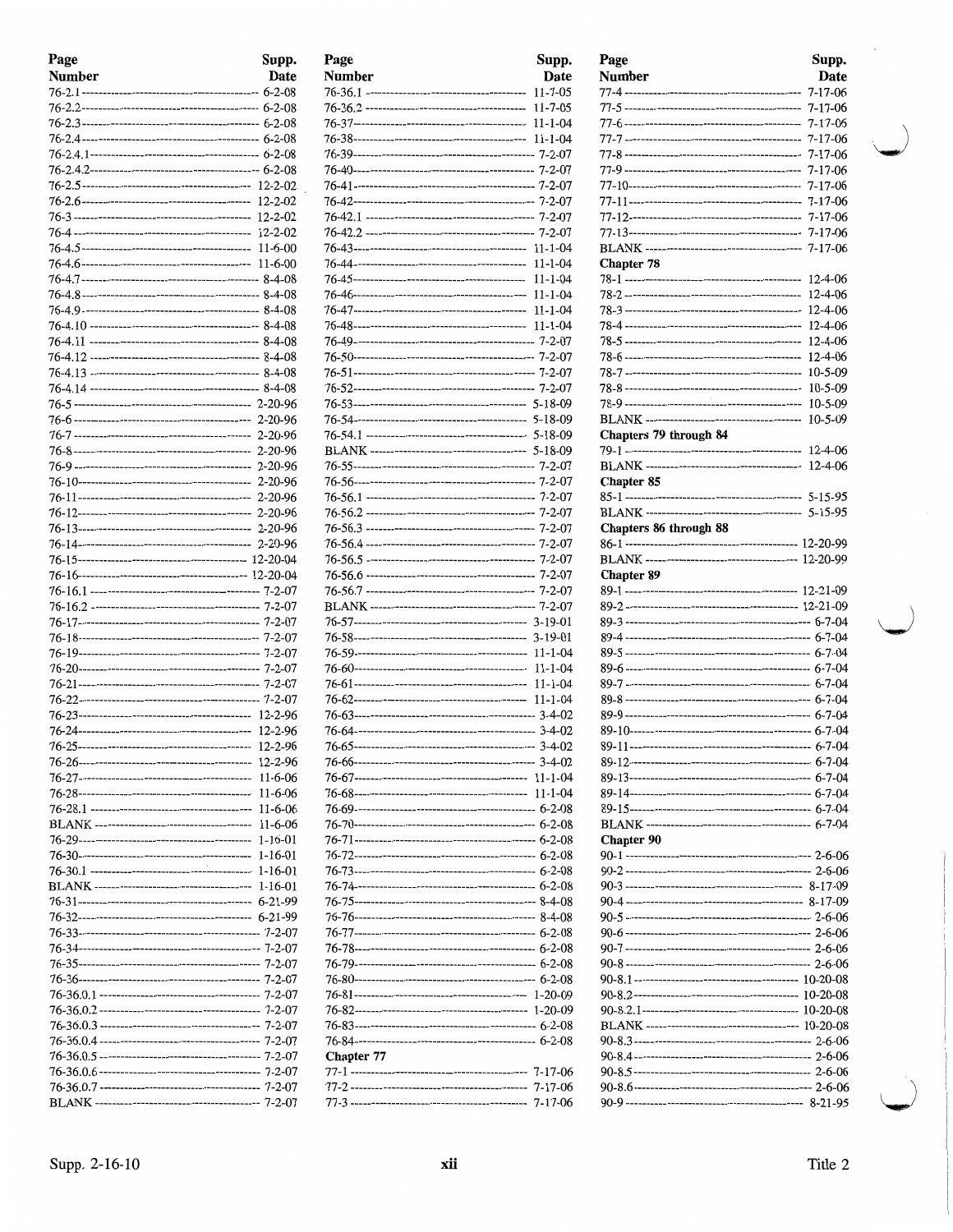| Page Number | Supp. Date |
|---|---|
| 76-2.1 | 6-2-08 |
| 76-2.2 | 6-2-08 |
| 76-2.3 | 6-2-08 |
| 76-2.4 | 6-2-08 |
| 76-2.4.1 | 6-2-08 |
| 76-2.4.2 | 6-2-08 |
| 76-2.5 | 12-2-02 |
| 76-2.6 | 12-2-02 |
| 76-3 | 12-2-02 |
| 76-4 | 12-2-02 |
| 76-4.5 | 11-6-00 |
| 76-4.6 | 11-6-00 |
| 76-4.7 | 8-4-08 |
| 76-4.8 | 8-4-08 |
| 76-4.9 | 8-4-08 |
| 76-4.10 | 8-4-08 |
| 76-4.11 | 8-4-08 |
| 76-4.12 | 8-4-08 |
| 76-4.13 | 8-4-08 |
| 76-4.14 | 8-4-08 |
| 76-5 | 2-20-96 |
| 76-6 | 2-20-96 |
| 76-7 | 2-20-96 |
| 76-8 | 2-20-96 |
| 76-9 | 2-20-96 |
| 76-10 | 2-20-96 |
| 76-11 | 2-20-96 |
| 76-12 | 2-20-96 |
| 76-13 | 2-20-96 |
| 76-14 | 2-20-96 |
| 76-15 | 12-20-04 |
| 76-16 | 12-20-04 |
| 76-16.1 | 7-2-07 |
| 76-16.2 | 7-2-07 |
| 76-17 | 7-2-07 |
| 76-18 | 7-2-07 |
| 76-19 | 7-2-07 |
| 76-20 | 7-2-07 |
| 76-21 | 7-2-07 |
| 76-22 | 7-2-07 |
| 76-23 | 12-2-96 |
| 76-24 | 12-2-96 |
| 76-25 | 12-2-96 |
| 76-26 | 12-2-96 |
| 76-27 | 11-6-06 |
| 76-28 | 11-6-06 |
| 76-28.1 | 11-6-06 |
| BLANK | 11-6-06 |
| 76-29 | 1-16-01 |
| 76-30 | 1-16-01 |
| 76-30.1 | 1-16-01 |
| BLANK | 1-16-01 |
| 76-31 | 6-21-99 |
| 76-32 | 6-21-99 |
| 76-33 | 7-2-07 |
| 76-34 | 7-2-07 |
| 76-35 | 7-2-07 |
| 76-36 | 7-2-07 |
| 76-36.0.1 | 7-2-07 |
| 76-36.0.2 | 7-2-07 |
| 76-36.0.3 | 7-2-07 |
| 76-36.0.4 | 7-2-07 |
| 76-36.0.5 | 7-2-07 |
| 76-36.0.6 | 7-2-07 |
| 76-36.0.7 | 7-2-07 |
| BLANK | 7-2-07 |

| Page Number | Supp. Date |
|---|---|
| 76-36.1 | 11-7-05 |
| 76-36.2 | 11-7-05 |
| 76-37 | 11-1-04 |
| 76-38 | 11-1-04 |
| 76-39 | 7-2-07 |
| 76-40 | 7-2-07 |
| 76-41 | 7-2-07 |
| 76-42 | 7-2-07 |
| 76-42.1 | 7-2-07 |
| 76-42.2 | 7-2-07 |
| 76-43 | 11-1-04 |
| 76-44 | 11-1-04 |
| 76-45 | 11-1-04 |
| 76-46 | 11-1-04 |
| 76-47 | 11-1-04 |
| 76-48 | 11-1-04 |
| 76-49 | 7-2-07 |
| 76-50 | 7-2-07 |
| 76-51 | 7-2-07 |
| 76-52 | 7-2-07 |
| 76-53 | 5-18-09 |
| 76-54 | 5-18-09 |
| 76-54.1 | 5-18-09 |
| BLANK | 5-18-09 |
| 76-55 | 7-2-07 |
| 76-56 | 7-2-07 |
| 76-56.1 | 7-2-07 |
| 76-56.2 | 7-2-07 |
| 76-56.3 | 7-2-07 |
| 76-56.4 | 7-2-07 |
| 76-56.5 | 7-2-07 |
| 76-56.6 | 7-2-07 |
| 76-56.7 | 7-2-07 |
| BLANK | 7-2-07 |
| 76-57 | 3-19-01 |
| 76-58 | 3-19-01 |
| 76-59 | 11-1-04 |
| 76-60 | 11-1-04 |
| 76-61 | 11-1-04 |
| 76-62 | 11-1-04 |
| 76-63 | 3-4-02 |
| 76-64 | 3-4-02 |
| 76-65 | 3-4-02 |
| 76-66 | 3-4-02 |
| 76-67 | 11-1-04 |
| 76-68 | 11-1-04 |
| 76-69 | 6-2-08 |
| 76-70 | 6-2-08 |
| 76-71 | 6-2-08 |
| 76-72 | 6-2-08 |
| 76-73 | 6-2-08 |
| 76-74 | 6-2-08 |
| 76-75 | 8-4-08 |
| 76-76 | 8-4-08 |
| 76-77 | 6-2-08 |
| 76-78 | 6-2-08 |
| 76-79 | 6-2-08 |
| 76-80 | 6-2-08 |
| 76-81 | 1-20-09 |
| 76-82 | 1-20-09 |
| 76-83 | 6-2-08 |
| 76-84 | 6-2-08 |
| **Chapter 77** | |
| 77-1 | 7-17-06 |
| 77-2 | 7-17-06 |
| 77-3 | 7-17-06 |

| Page Number | Supp. Date |
|---|---|
| 77-4 | 7-17-06 |
| 77-5 | 7-17-06 |
| 77-6 | 7-17-06 |
| 77-7 | 7-17-06 |
| 77-8 | 7-17-06 |
| 77-9 | 7-17-06 |
| 77-10 | 7-17-06 |
| 77-11 | 7-17-06 |
| 77-12 | 7-17-06 |
| 77-13 | 7-17-06 |
| BLANK | 7-17-06 |
| **Chapter 78** | |
| 78-1 | 12-4-06 |
| 78-2 | 12-4-06 |
| 78-3 | 12-4-06 |
| 78-4 | 12-4-06 |
| 78-5 | 12-4-06 |
| 78-6 | 12-4-06 |
| 78-7 | 10-5-09 |
| 78-8 | 10-5-09 |
| 78-9 | 10-5-09 |
| BLANK | 10-5-09 |
| **Chapters 79 through 84** | |
| 79-1 | 12-4-06 |
| BLANK | 12-4-06 |
| **Chapter 85** | |
| 85-1 | 5-15-95 |
| BLANK | 5-15-95 |
| **Chapters 86 through 88** | |
| 86-1 | 12-20-99 |
| BLANK | 12-20-99 |
| **Chapter 89** | |
| 89-1 | 12-21-09 |
| 89-2 | 12-21-09 |
| 89-3 | 6-7-04 |
| 89-4 | 6-7-04 |
| 89-5 | 6-7-04 |
| 89-6 | 6-7-04 |
| 89-7 | 6-7-04 |
| 89-8 | 6-7-04 |
| 89-9 | 6-7-04 |
| 89-10 | 6-7-04 |
| 89-11 | 6-7-04 |
| 89-12 | 6-7-04 |
| 89-13 | 6-7-04 |
| 89-14 | 6-7-04 |
| 89-15 | 6-7-04 |
| BLANK | 6-7-04 |
| **Chapter 90** | |
| 90-1 | 2-6-06 |
| 90-2 | 2-6-06 |
| 90-3 | 8-17-09 |
| 90-4 | 8-17-09 |
| 90-5 | 2-6-06 |
| 90-6 | 2-6-06 |
| 90-7 | 2-6-06 |
| 90-8 | 2-6-06 |
| 90-8.1 | 10-20-08 |
| 90-8.2 | 10-20-08 |
| 90-8.2.1 | 10-20-08 |
| BLANK | 10-20-08 |
| 90-8.3 | 2-6-06 |
| 90-8.4 | 2-6-06 |
| 90-8.5 | 2-6-06 |
| 90-8.6 | 2-6-06 |
| 90-9 | 8-21-95 |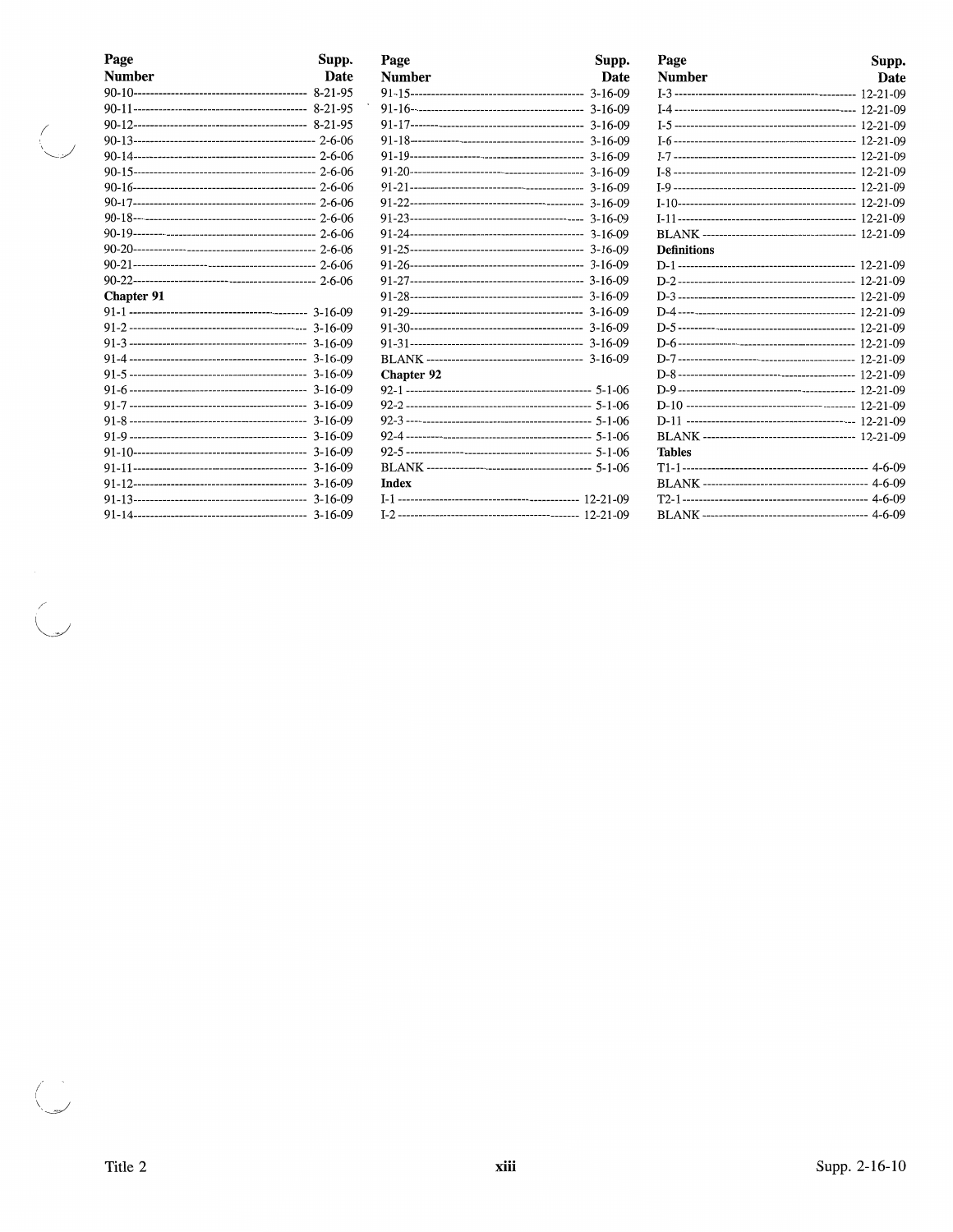| Page Number | Supp. Date |
|---|---|
| 90-10 | 8-21-95 |
| 90-11 | 8-21-95 |
| 90-12 | 8-21-95 |
| 90-13 | 2-6-06 |
| 90-14 | 2-6-06 |
| 90-15 | 2-6-06 |
| 90-16 | 2-6-06 |
| 90-17 | 2-6-06 |
| 90-18 | 2-6-06 |
| 90-19 | 2-6-06 |
| 90-20 | 2-6-06 |
| 90-21 | 2-6-06 |
| 90-22 | 2-6-06 |
| **Chapter 91** | |
| 91-1 | 3-16-09 |
| 91-2 | 3-16-09 |
| 91-3 | 3-16-09 |
| 91-4 | 3-16-09 |
| 91-5 | 3-16-09 |
| 91-6 | 3-16-09 |
| 91-7 | 3-16-09 |
| 91-8 | 3-16-09 |
| 91-9 | 3-16-09 |
| 91-10 | 3-16-09 |
| 91-11 | 3-16-09 |
| 91-12 | 3-16-09 |
| 91-13 | 3-16-09 |
| 91-14 | 3-16-09 |
| 91-15 | 3-16-09 |
| 91-16 | 3-16-09 |
| 91-17 | 3-16-09 |
| 91-18 | 3-16-09 |
| 91-19 | 3-16-09 |
| 91-20 | 3-16-09 |
| 91-21 | 3-16-09 |
| 91-22 | 3-16-09 |
| 91-23 | 3-16-09 |
| 91-24 | 3-16-09 |
| 91-25 | 3-16-09 |
| 91-26 | 3-16-09 |
| 91-27 | 3-16-09 |
| 91-28 | 3-16-09 |
| 91-29 | 3-16-09 |
| 91-30 | 3-16-09 |
| 91-31 | 3-16-09 |
| BLANK | 3-16-09 |
| **Chapter 92** | |
| 92-1 | 5-1-06 |
| 92-2 | 5-1-06 |
| 92-3 | 5-1-06 |
| 92-4 | 5-1-06 |
| 92-5 | 5-1-06 |
| BLANK | 5-1-06 |
| **Index** | |
| I-1 | 12-21-09 |
| I-2 | 12-21-09 |
| I-3 | 12-21-09 |
| I-4 | 12-21-09 |
| I-5 | 12-21-09 |
| I-6 | 12-21-09 |
| I-7 | 12-21-09 |
| I-8 | 12-21-09 |
| I-9 | 12-21-09 |
| I-10 | 12-21-09 |
| I-11 | 12-21-09 |
| BLANK | 12-21-09 |
| **Definitions** | |
| D-1 | 12-21-09 |
| D-2 | 12-21-09 |
| D-3 | 12-21-09 |
| D-4 | 12-21-09 |
| D-5 | 12-21-09 |
| D-6 | 12-21-09 |
| D-7 | 12-21-09 |
| D-8 | 12-21-09 |
| D-9 | 12-21-09 |
| D-10 | 12-21-09 |
| D-11 | 12-21-09 |
| BLANK | 12-21-09 |
| **Tables** | |
| T1-1 | 4-6-09 |
| BLANK | 4-6-09 |
| T2-1 | 4-6-09 |
| BLANK | 4-6-09 |